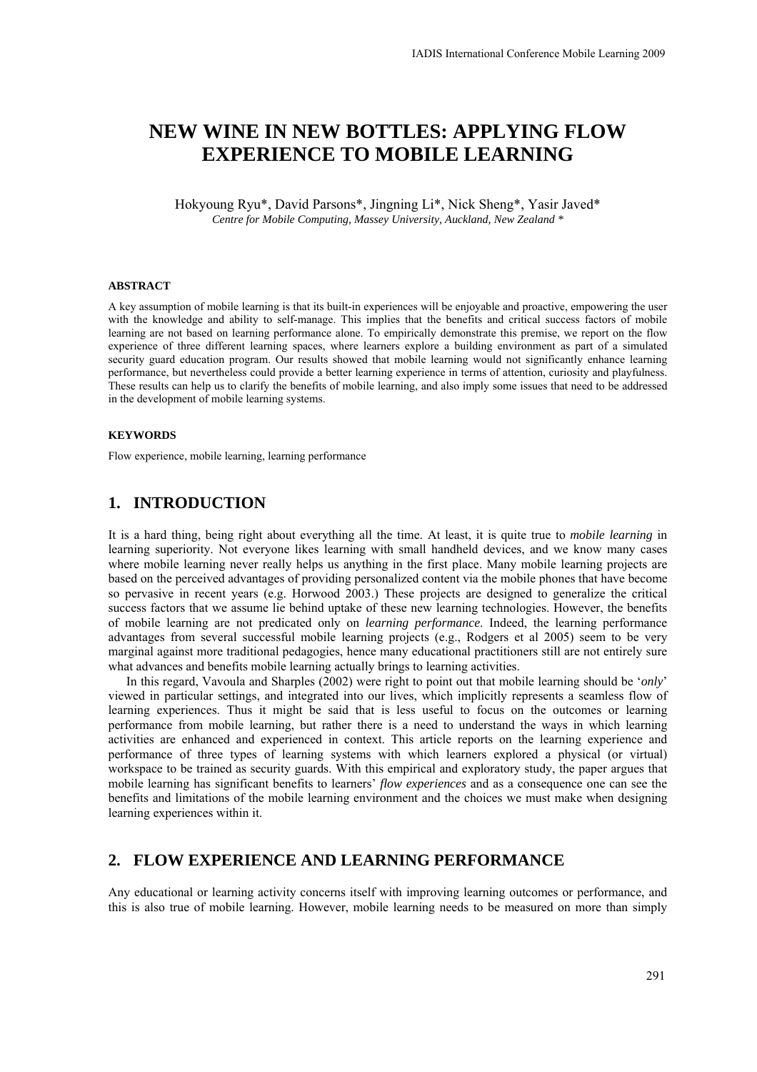# NEW WINE IN NEW BOTTLES: APPLYING FLOW EXPERIENCE TO MOBILE LEARNING

Hokyoung Ryu*, David Parsons*, Jingning Li*, Nick Sheng*, Yasir Javed*

*Centre for Mobile Computing, Massey University, Auckland, New Zealand **

#### ABSTRACT

A key assumption of mobile learning is that its built-in experiences will be enjoyable and proactive, empowering the user with the knowledge and ability to self-manage. This implies that the benefits and critical success factors of mobile learning are not based on learning performance alone. To empirically demonstrate this premise, we report on the flow experience of three different learning spaces, where learners explore a building environment as part of a simulated security guard education program. Our results showed that mobile learning would not significantly enhance learning performance, but nevertheless could provide a better learning experience in terms of attention, curiosity and playfulness. These results can help us to clarify the benefits of mobile learning, and also imply some issues that need to be addressed in the development of mobile learning systems.

#### KEYWORDS

Flow experience, mobile learning, learning performance

## 1. INTRODUCTION

It is a hard thing, being right about everything all the time. At least, it is quite true to *mobile learning* in learning superiority. Not everyone likes learning with small handheld devices, and we know many cases where mobile learning never really helps us anything in the first place. Many mobile learning projects are based on the perceived advantages of providing personalized content via the mobile phones that have become so pervasive in recent years (e.g. Horwood 2003.) These projects are designed to generalize the critical success factors that we assume lie behind uptake of these new learning technologies. However, the benefits of mobile learning are not predicated only on *learning performance*. Indeed, the learning performance advantages from several successful mobile learning projects (e.g., Rodgers et al 2005) seem to be very marginal against more traditional pedagogies, hence many educational practitioners still are not entirely sure what advances and benefits mobile learning actually brings to learning activities.

In this regard, Vavoula and Sharples (2002) were right to point out that mobile learning should be '*only*' viewed in particular settings, and integrated into our lives, which implicitly represents a seamless flow of learning experiences. Thus it might be said that is less useful to focus on the outcomes or learning performance from mobile learning, but rather there is a need to understand the ways in which learning activities are enhanced and experienced in context. This article reports on the learning experience and performance of three types of learning systems with which learners explored a physical (or virtual) workspace to be trained as security guards. With this empirical and exploratory study, the paper argues that mobile learning has significant benefits to learners' *flow experiences* and as a consequence one can see the benefits and limitations of the mobile learning environment and the choices we must make when designing learning experiences within it.

## 2. FLOW EXPERIENCE AND LEARNING PERFORMANCE

Any educational or learning activity concerns itself with improving learning outcomes or performance, and this is also true of mobile learning. However, mobile learning needs to be measured on more than simply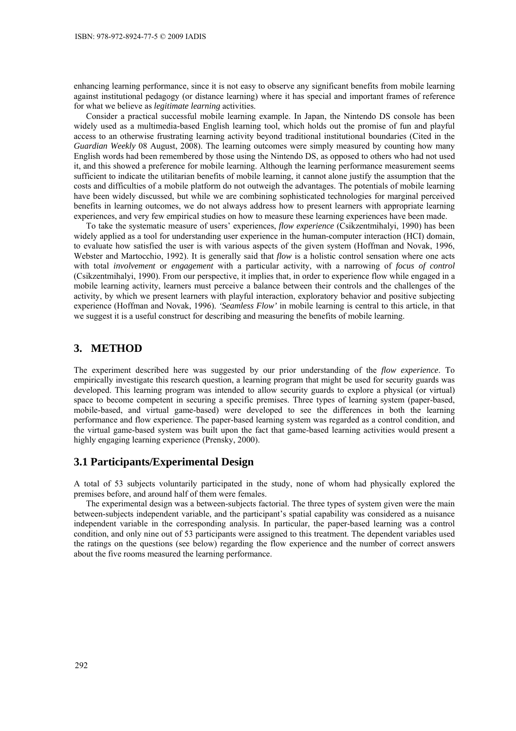enhancing learning performance, since it is not easy to observe any significant benefits from mobile learning against institutional pedagogy (or distance learning) where it has special and important frames of reference for what we believe as *legitimate learning* activities.

Consider a practical successful mobile learning example. In Japan, the Nintendo DS console has been widely used as a multimedia-based English learning tool, which holds out the promise of fun and playful access to an otherwise frustrating learning activity beyond traditional institutional boundaries (Cited in the *Guardian Weekly* 08 August, 2008). The learning outcomes were simply measured by counting how many English words had been remembered by those using the Nintendo DS, as opposed to others who had not used it, and this showed a preference for mobile learning. Although the learning performance measurement seems sufficient to indicate the utilitarian benefits of mobile learning, it cannot alone justify the assumption that the costs and difficulties of a mobile platform do not outweigh the advantages. The potentials of mobile learning have been widely discussed, but while we are combining sophisticated technologies for marginal perceived benefits in learning outcomes, we do not always address how to present learners with appropriate learning experiences, and very few empirical studies on how to measure these learning experiences have been made.

To take the systematic measure of users' experiences, *flow experience* (Csikzentmihalyi, 1990) has been widely applied as a tool for understanding user experience in the human-computer interaction (HCI) domain, to evaluate how satisfied the user is with various aspects of the given system (Hoffman and Novak, 1996, Webster and Martocchio, 1992). It is generally said that *flow* is a holistic control sensation where one acts with total *involvement* or *engagement* with a particular activity, with a narrowing of *focus of control* (Csikzentmihalyi, 1990). From our perspective, it implies that, in order to experience flow while engaged in a mobile learning activity, learners must perceive a balance between their controls and the challenges of the activity, by which we present learners with playful interaction, exploratory behavior and positive subjecting experience (Hoffman and Novak, 1996). *'Seamless Flow'* in mobile learning is central to this article, in that we suggest it is a useful construct for describing and measuring the benefits of mobile learning.

## 3. METHOD

The experiment described here was suggested by our prior understanding of the *flow experience*. To empirically investigate this research question, a learning program that might be used for security guards was developed. This learning program was intended to allow security guards to explore a physical (or virtual) space to become competent in securing a specific premises. Three types of learning system (paper-based, mobile-based, and virtual game-based) were developed to see the differences in both the learning performance and flow experience. The paper-based learning system was regarded as a control condition, and the virtual game-based system was built upon the fact that game-based learning activities would present a highly engaging learning experience (Prensky, 2000).

### 3.1 Participants/Experimental Design

A total of 53 subjects voluntarily participated in the study, none of whom had physically explored the premises before, and around half of them were females.

The experimental design was a between-subjects factorial. The three types of system given were the main between-subjects independent variable, and the participant's spatial capability was considered as a nuisance independent variable in the corresponding analysis. In particular, the paper-based learning was a control condition, and only nine out of 53 participants were assigned to this treatment. The dependent variables used the ratings on the questions (see below) regarding the flow experience and the number of correct answers about the five rooms measured the learning performance.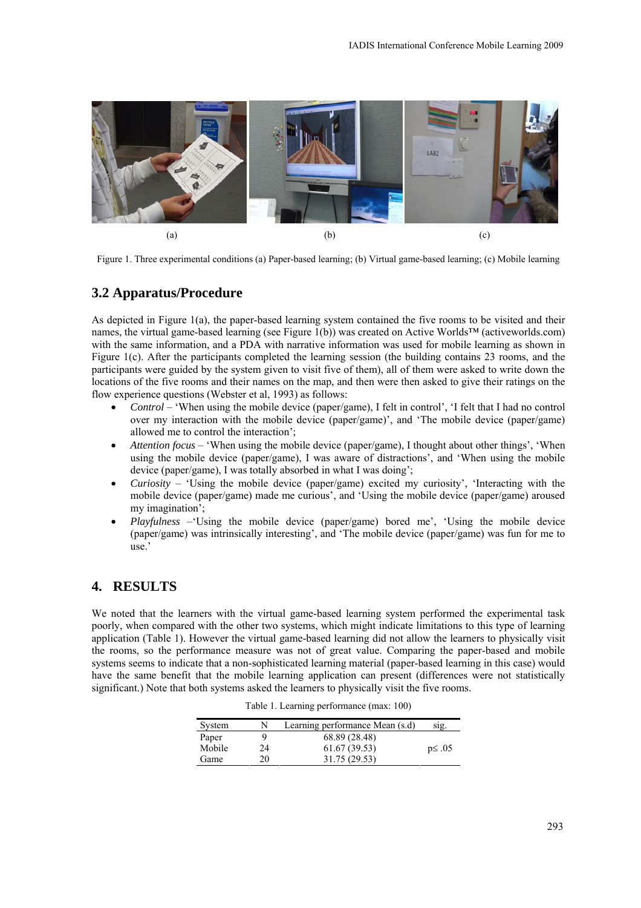(a) (b) (c)

Figure 1. Three experimental conditions (a) Paper-based learning; (b) Virtual game-based learning; (c) Mobile learning

## 3.2 Apparatus/Procedure

As depicted in Figure 1(a), the paper-based learning system contained the five rooms to be visited and their names, the virtual game-based learning (see Figure 1(b)) was created on Active Worlds™ (activeworlds.com) with the same information, and a PDA with narrative information was used for mobile learning as shown in Figure 1(c). After the participants completed the learning session (the building contains 23 rooms, and the participants were guided by the system given to visit five of them), all of them were asked to write down the locations of the five rooms and their names on the map, and then were then asked to give their ratings on the flow experience questions (Webster et al, 1993) as follows:

- *Control* – 'When using the mobile device (paper/game), I felt in control', 'I felt that I had no control over my interaction with the mobile device (paper/game)', and 'The mobile device (paper/game) allowed me to control the interaction';
- *Attention focus* – 'When using the mobile device (paper/game), I thought about other things', 'When using the mobile device (paper/game), I was aware of distractions', and 'When using the mobile device (paper/game), I was totally absorbed in what I was doing';
- *Curiosity* – 'Using the mobile device (paper/game) excited my curiosity', 'Interacting with the mobile device (paper/game) made me curious', and 'Using the mobile device (paper/game) aroused my imagination';
- *Playfulness* –'Using the mobile device (paper/game) bored me', 'Using the mobile device (paper/game) was intrinsically interesting', and 'The mobile device (paper/game) was fun for me to use.'

## 4. RESULTS

We noted that the learners with the virtual game-based learning system performed the experimental task poorly, when compared with the other two systems, which might indicate limitations to this type of learning application (Table 1). However the virtual game-based learning did not allow the learners to physically visit the rooms, so the performance measure was not of great value. Comparing the paper-based and mobile systems seems to indicate that a non-sophisticated learning material (paper-based learning in this case) would have the same benefit that the mobile learning application can present (differences were not statistically significant.) Note that both systems asked the learners to physically visit the five rooms.

Table 1. Learning performance (max: 100)

| System | N | Learning performance Mean (s.d) | sig. |
|---|---|---|---|
| Paper | 9 | 68.89 (28.48) | |
| Mobile | 24 | 61.67 (39.53) | $p \leq .05$ |
| Game | 20 | 31.75 (29.53) | |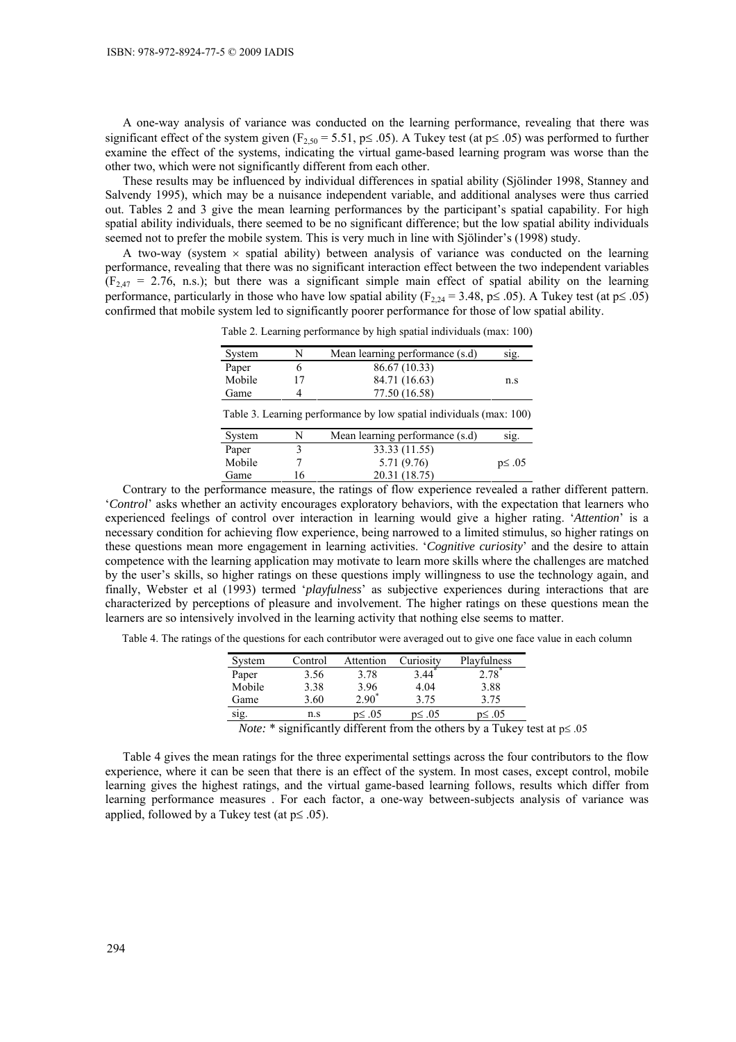A one-way analysis of variance was conducted on the learning performance, revealing that there was significant effect of the system given ($F_{2,50} = 5.51$, $p \leq .05$). A Tukey test (at $p \leq .05$) was performed to further examine the effect of the systems, indicating the virtual game-based learning program was worse than the other two, which were not significantly different from each other.

These results may be influenced by individual differences in spatial ability (Sjölinder 1998, Stanney and Salvendy 1995), which may be a nuisance independent variable, and additional analyses were thus carried out. Tables 2 and 3 give the mean learning performances by the participant's spatial capability. For high spatial ability individuals, there seemed to be no significant difference; but the low spatial ability individuals seemed not to prefer the mobile system. This is very much in line with Sjölinder's (1998) study.

A two-way (system × spatial ability) between analysis of variance was conducted on the learning performance, revealing that there was no significant interaction effect between the two independent variables ($F_{2,47} = 2.76$, n.s.); but there was a significant simple main effect of spatial ability on the learning performance, particularly in those who have low spatial ability ($F_{2,24} = 3.48$, $p \leq .05$). A Tukey test (at $p \leq .05$) confirmed that mobile system led to significantly poorer performance for those of low spatial ability.

Table 2. Learning performance by high spatial individuals (max: 100)

| System | N | Mean learning performance (s.d) | sig. |
|---|---|---|---|
| Paper | 6 | 86.67 (10.33) | |
| Mobile | 17 | 84.71 (16.63) | n.s |
| Game | 4 | 77.50 (16.58) | |

Table 3. Learning performance by low spatial individuals (max: 100)

| System | N | Mean learning performance (s.d) | sig. |
|---|---|---|---|
| Paper | 3 | 33.33 (11.55) | |
| Mobile | 7 | 5.71 (9.76) | $p \leq .05$ |
| Game | 16 | 20.31 (18.75) | |

Contrary to the performance measure, the ratings of flow experience revealed a rather different pattern. '*Control*' asks whether an activity encourages exploratory behaviors, with the expectation that learners who experienced feelings of control over interaction in learning would give a higher rating. '*Attention*' is a necessary condition for achieving flow experience, being narrowed to a limited stimulus, so higher ratings on these questions mean more engagement in learning activities. '*Cognitive curiosity*' and the desire to attain competence with the learning application may motivate to learn more skills where the challenges are matched by the user's skills, so higher ratings on these questions imply willingness to use the technology again, and finally, Webster et al (1993) termed '*playfulness*' as subjective experiences during interactions that are characterized by perceptions of pleasure and involvement. The higher ratings on these questions mean the learners are so intensively involved in the learning activity that nothing else seems to matter.

Table 4. The ratings of the questions for each contributor were averaged out to give one face value in each column

| System | Control | Attention | Curiosity | Playfulness |
|---|---|---|---|---|
| Paper | 3.56 | 3.78 | 3.44* | 2.78* |
| Mobile | 3.38 | 3.96 | 4.04 | 3.88 |
| Game | 3.60 | 2.90* | 3.75 | 3.75 |
| sig. | n.s | $p \leq .05$ | $p \leq .05$ | $p \leq .05$ |

*Note:* * significantly different from the others by a Tukey test at $p \leq .05$

Table 4 gives the mean ratings for the three experimental settings across the four contributors to the flow experience, where it can be seen that there is an effect of the system. In most cases, except control, mobile learning gives the highest ratings, and the virtual game-based learning follows, results which differ from learning performance measures . For each factor, a one-way between-subjects analysis of variance was applied, followed by a Tukey test (at $p \leq .05$).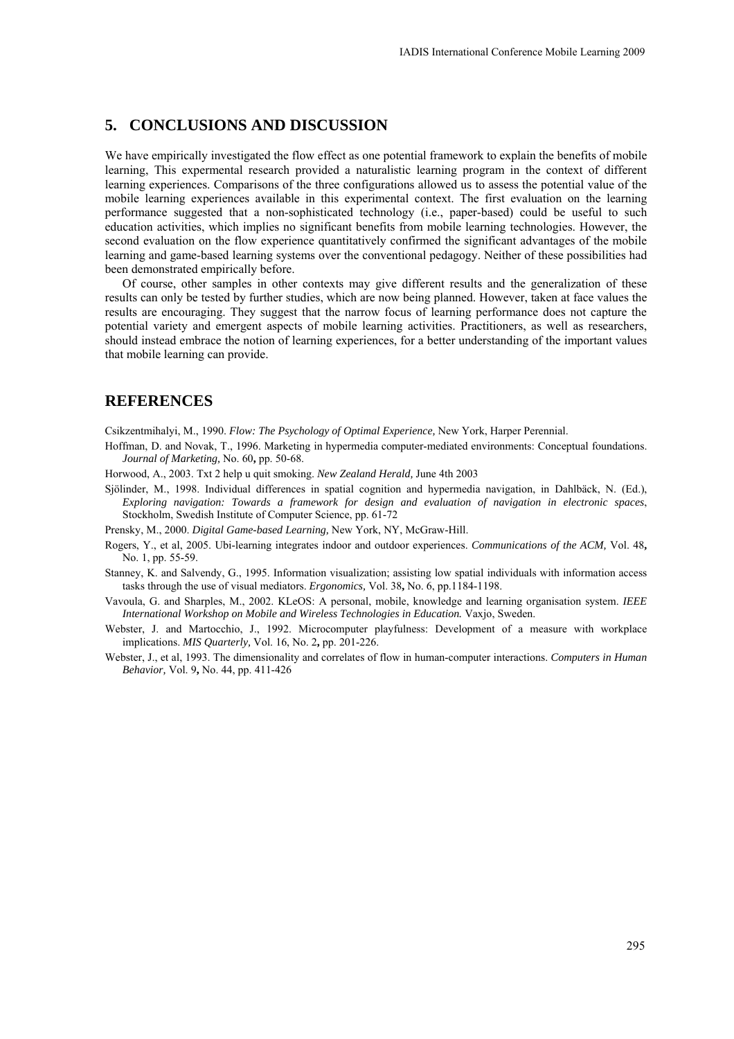## 5. CONCLUSIONS AND DISCUSSION

We have empirically investigated the flow effect as one potential framework to explain the benefits of mobile learning, This expermental research provided a naturalistic learning program in the context of different learning experiences. Comparisons of the three configurations allowed us to assess the potential value of the mobile learning experiences available in this experimental context. The first evaluation on the learning performance suggested that a non-sophisticated technology (i.e., paper-based) could be useful to such education activities, which implies no significant benefits from mobile learning technologies. However, the second evaluation on the flow experience quantitatively confirmed the significant advantages of the mobile learning and game-based learning systems over the conventional pedagogy. Neither of these possibilities had been demonstrated empirically before.

Of course, other samples in other contexts may give different results and the generalization of these results can only be tested by further studies, which are now being planned. However, taken at face values the results are encouraging. They suggest that the narrow focus of learning performance does not capture the potential variety and emergent aspects of mobile learning activities. Practitioners, as well as researchers, should instead embrace the notion of learning experiences, for a better understanding of the important values that mobile learning can provide.

## REFERENCES

Csikzentmihalyi, M., 1990. *Flow: The Psychology of Optimal Experience,* New York, Harper Perennial.

Hoffman, D. and Novak, T., 1996. Marketing in hypermedia computer-mediated environments: Conceptual foundations. *Journal of Marketing,* No. 60**,** pp. 50-68.

Horwood, A., 2003. Txt 2 help u quit smoking. *New Zealand Herald,* June 4th 2003

Sjölinder, M., 1998. Individual differences in spatial cognition and hypermedia navigation, in Dahlbäck, N. (Ed.), *Exploring navigation: Towards a framework for design and evaluation of navigation in electronic spaces*, Stockholm, Swedish Institute of Computer Science, pp. 61-72

Prensky, M., 2000. *Digital Game-based Learning,* New York, NY, McGraw-Hill.

Rogers, Y., et al, 2005. Ubi-learning integrates indoor and outdoor experiences. *Communications of the ACM,* Vol. 48**,** No. 1, pp. 55-59.

Stanney, K. and Salvendy, G., 1995. Information visualization; assisting low spatial individuals with information access tasks through the use of visual mediators. *Ergonomics,* Vol. 38**,** No. 6, pp.1184-1198.

Vavoula, G. and Sharples, M., 2002. KLeOS: A personal, mobile, knowledge and learning organisation system. *IEEE International Workshop on Mobile and Wireless Technologies in Education.* Vaxjo, Sweden.

Webster, J. and Martocchio, J., 1992. Microcomputer playfulness: Development of a measure with workplace implications. *MIS Quarterly,* Vol. 16, No. 2**,** pp. 201-226.

Webster, J., et al, 1993. The dimensionality and correlates of flow in human-computer interactions. *Computers in Human Behavior,* Vol. 9**,** No. 44, pp. 411-426